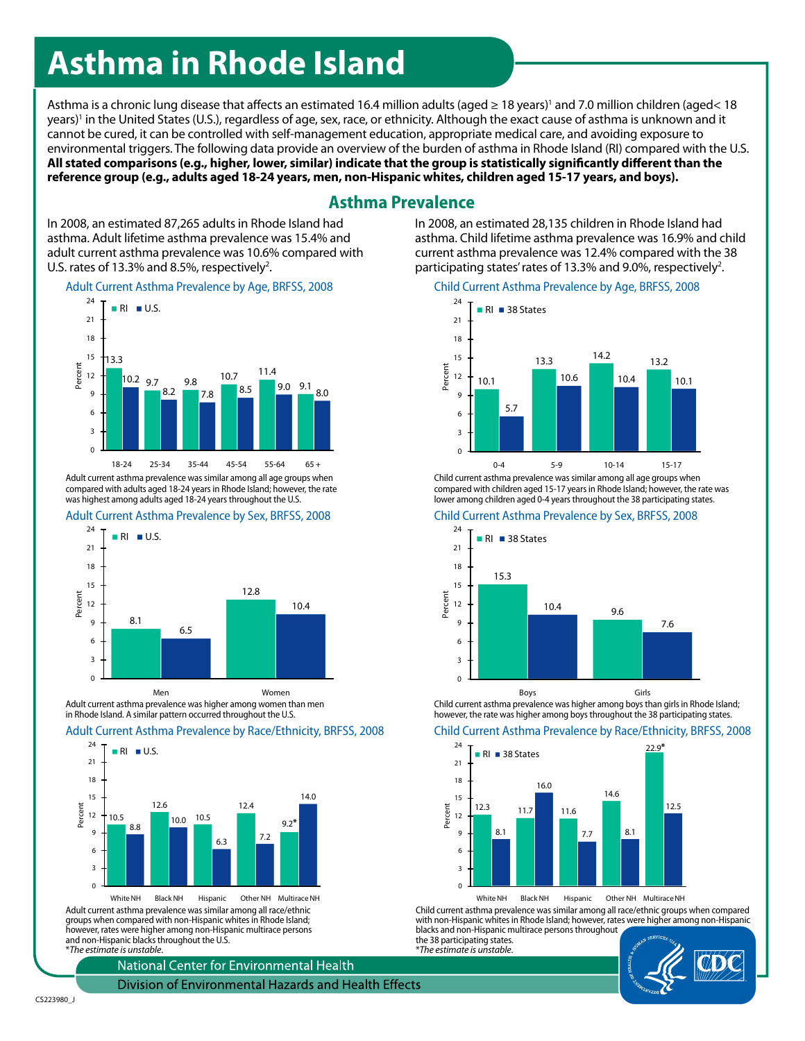# Asthma in Rhode Island

Asthma is a chronic lung disease that affects an estimated 16.4 million adults (aged ≥ 18 years)[1] and 7.0 million children (aged< 18 years)[1] in the United States (U.S.), regardless of age, sex, race, or ethnicity. Although the exact cause of asthma is unknown and it cannot be cured, it can be controlled with self-management education, appropriate medical care, and avoiding exposure to environmental triggers. The following data provide an overview of the burden of asthma in Rhode Island (RI) compared with the U.S. **All stated comparisons (e.g., higher, lower, similar) indicate that the group is statistically significantly different than the reference group (e.g., adults aged 18-24 years, men, non-Hispanic whites, children aged 15-17 years, and boys).**

## Asthma Prevalence

In 2008, an estimated 87,265 adults in Rhode Island had asthma. Adult lifetime asthma prevalence was 15.4% and adult current asthma prevalence was 10.6% compared with U.S. rates of 13.3% and 8.5%, respectively[2].

### Adult Current Asthma Prevalence by Age, BRFSS, 2008

| Age | RI (%) | U.S. (%) |
|---|---|---|
| 18-24 | 13.3 | 10.2 |
| 25-34 | 9.7 | 8.2 |
| 35-44 | 9.8 | 7.8 |
| 45-54 | 10.7 | 8.5 |
| 55-64 | 11.4 | 9.0 |
| 65 + | 9.1 | 8.0 |

Adult current asthma prevalence was similar among all age groups when compared with adults aged 18-24 years in Rhode Island; however, the rate was highest among adults aged 18-24 years throughout the U.S.

### Adult Current Asthma Prevalence by Sex, BRFSS, 2008

| Sex | RI (%) | U.S. (%) |
|---|---|---|
| Men | 8.1 | 6.5 |
| Women | 12.8 | 10.4 |

Adult current asthma prevalence was higher among women than men in Rhode Island. A similar pattern occurred throughout the U.S.

### Adult Current Asthma Prevalence by Race/Ethnicity, BRFSS, 2008

| Race/Ethnicity | RI (%) | U.S. (%) |
|---|---|---|
| White NH | 10.5 | 8.8 |
| Black NH | 12.6 | 10.0 |
| Hispanic | 10.5 | 6.3 |
| Other NH | 12.4 | 7.2 |
| Multirace NH | 9.2* | 14.0 |

Adult current asthma prevalence was similar among all race/ethnic groups when compared with non-Hispanic whites in Rhode Island; however, rates were higher among non-Hispanic multirace persons and non-Hispanic blacks throughout the U.S.

*\*The estimate is unstable.*

In 2008, an estimated 28,135 children in Rhode Island had asthma. Child lifetime asthma prevalence was 16.9% and child current asthma prevalence was 12.4% compared with the 38 participating states' rates of 13.3% and 9.0%, respectively[2].

### Child Current Asthma Prevalence by Age, BRFSS, 2008

| Age | RI (%) | 38 States (%) |
|---|---|---|
| 0-4 | 10.1 | 5.7 |
| 5-9 | 13.3 | 10.6 |
| 10-14 | 14.2 | 10.4 |
| 15-17 | 13.2 | 10.1 |

Child current asthma prevalence was similar among all age groups when compared with children aged 15-17 years in Rhode Island; however, the rate was lower among children aged 0-4 years throughout the 38 participating states.

### Child Current Asthma Prevalence by Sex, BRFSS, 2008

| Sex | RI (%) | 38 States (%) |
|---|---|---|
| Boys | 15.3 | 10.4 |
| Girls | 9.6 | 7.6 |

Child current asthma prevalence was higher among boys than girls in Rhode Island; however, the rate was higher among boys throughout the 38 participating states.

### Child Current Asthma Prevalence by Race/Ethnicity, BRFSS, 2008

| Race/Ethnicity | RI (%) | 38 States (%) |
|---|---|---|
| White NH | 12.3 | 8.1 |
| Black NH | 11.7 | 16.0 |
| Hispanic | 11.6 | 7.7 |
| Other NH | 14.6 | 8.1 |
| Multirace NH | 22.9* | 12.5 |

Child current asthma prevalence was similar among all race/ethnic groups when compared with non-Hispanic whites in Rhode Island; however, rates were higher among non-Hispanic blacks and non-Hispanic multirace persons throughout the 38 participating states.

*\*The estimate is unstable.*

National Center for Environmental Health

Division of Environmental Hazards and Health Effects

CS223980_J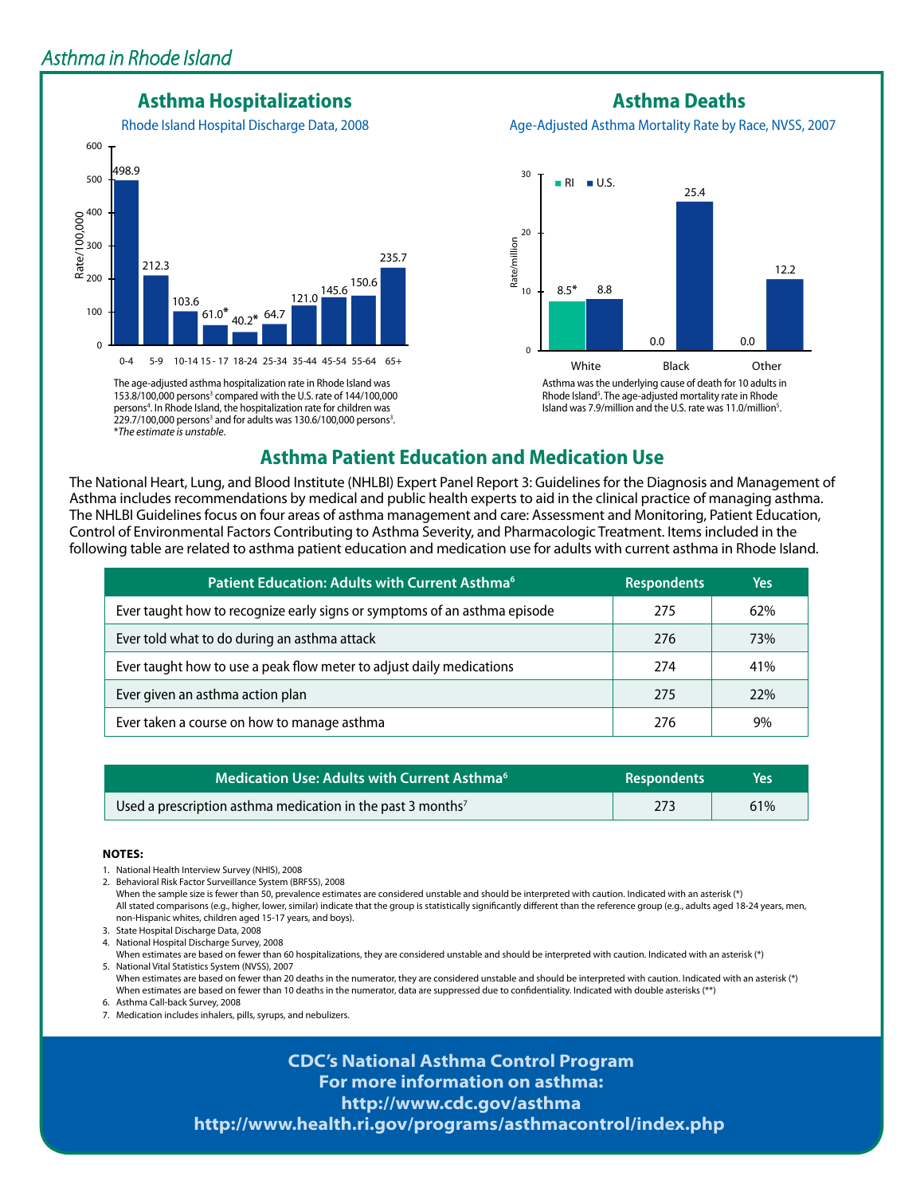*Asthma in Rhode Island*

## Asthma Hospitalizations

Rhode Island Hospital Discharge Data, 2008

Rate/100,000

600
500
400
300
200
100
0

498.9
212.3
103.6
61.0*
40.2*
64.7
121.0
145.6
150.6
235.7

0-4 5-9 10-14 15 - 17 18-24 25-34 35-44 45-54 55-64 65+

The age-adjusted asthma hospitalization rate in Rhode Island was 153.8/100,000 persons[3] compared with the U.S. rate of 144/100,000 persons[4]. In Rhode Island, the hospitalization rate for children was 229.7/100,000 persons[3] and for adults was 130.6/100,000 persons[3].
**The estimate is unstable.*

## Asthma Deaths

Age-Adjusted Asthma Mortality Rate by Race, NVSS, 2007

RI U.S.

Rate/million

30
20
10
0

8.5* 8.8
0.0 25.4
0.0 12.2

White Black Other

Asthma was the underlying cause of death for 10 adults in Rhode Island[5]. The age-adjusted mortality rate in Rhode Island was 7.9/million and the U.S. rate was 11.0/million[5].

## Asthma Patient Education and Medication Use

The National Heart, Lung, and Blood Institute (NHLBI) Expert Panel Report 3: Guidelines for the Diagnosis and Management of Asthma includes recommendations by medical and public health experts to aid in the clinical practice of managing asthma. The NHLBI Guidelines focus on four areas of asthma management and care: Assessment and Monitoring, Patient Education, Control of Environmental Factors Contributing to Asthma Severity, and Pharmacologic Treatment. Items included in the following table are related to asthma patient education and medication use for adults with current asthma in Rhode Island.

| Patient Education: Adults with Current Asthma[6] | Respondents | Yes |
|---|---|---|
| Ever taught how to recognize early signs or symptoms of an asthma episode | 275 | 62% |
| Ever told what to do during an asthma attack | 276 | 73% |
| Ever taught how to use a peak flow meter to adjust daily medications | 274 | 41% |
| Ever given an asthma action plan | 275 | 22% |
| Ever taken a course on how to manage asthma | 276 | 9% |

| Medication Use: Adults with Current Asthma[6] | Respondents | Yes |
|---|---|---|
| Used a prescription asthma medication in the past 3 months[7] | 273 | 61% |

**NOTES:**

1. National Health Interview Survey (NHIS), 2008
2. Behavioral Risk Factor Surveillance System (BRFSS), 2008
   When the sample size is fewer than 50, prevalence estimates are considered unstable and should be interpreted with caution. Indicated with an asterisk (*)
   All stated comparisons (e.g., higher, lower, similar) indicate that the group is statistically significantly different than the reference group (e.g., adults aged 18-24 years, men, non-Hispanic whites, children aged 15-17 years, and boys).
3. State Hospital Discharge Data, 2008
4. National Hospital Discharge Survey, 2008
   When estimates are based on fewer than 60 hospitalizations, they are considered unstable and should be interpreted with caution. Indicated with an asterisk (*)
5. National Vital Statistics System (NVSS), 2007
   When estimates are based on fewer than 20 deaths in the numerator, they are considered unstable and should be interpreted with caution. Indicated with an asterisk (*)
   When estimates are based on fewer than 10 deaths in the numerator, data are suppressed due to confidentiality. Indicated with double asterisks (**)
6. Asthma Call-back Survey, 2008
7. Medication includes inhalers, pills, syrups, and nebulizers.

**CDC's National Asthma Control Program**
**For more information on asthma:**
**http://www.cdc.gov/asthma**
**http://www.health.ri.gov/programs/asthmacontrol/index.php**